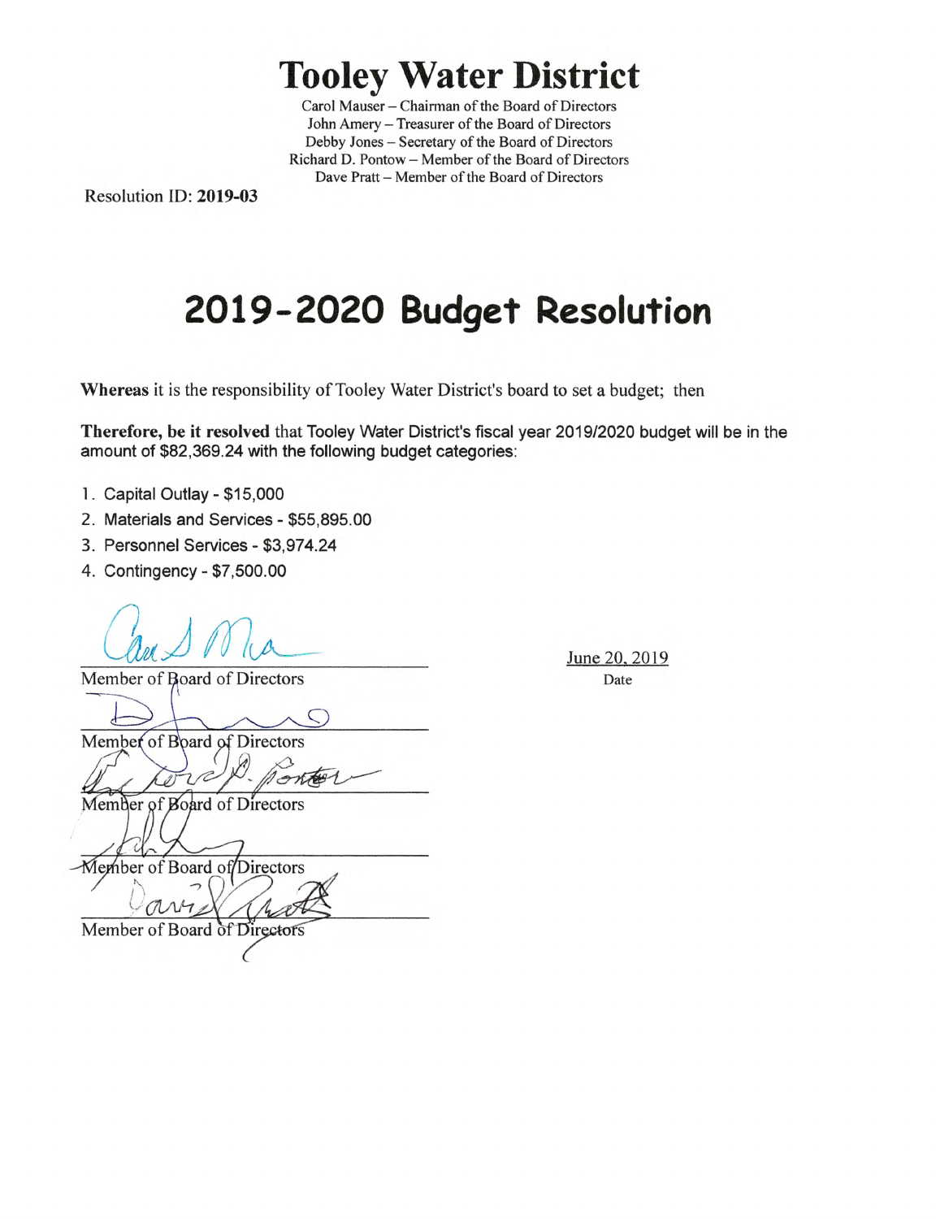# Tooley Water District

Carol Mauser – Chairman of the Board of Directors
John Amery – Treasurer of the Board of Directors
Debby Jones – Secretary of the Board of Directors
Richard D. Pontow – Member of the Board of Directors
Dave Pratt – Member of the Board of Directors

Resolution ID: **2019-03**

## 2019-2020 Budget Resolution

**Whereas** it is the responsibility of Tooley Water District's board to set a budget; then

**Therefore, be it resolved** that Tooley Water District's fiscal year 2019/2020 budget will be in the amount of $82,369.24 with the following budget categories:

1. Capital Outlay - $15,000
2. Materials and Services - $55,895.00
3. Personnel Services - $3,974.24
4. Contingency - $7,500.00

Member of Board of Directors

June 20, 2019
Date

Member of Board of Directors

Member of Board of Directors

Member of Board of Directors

Member of Board of Directors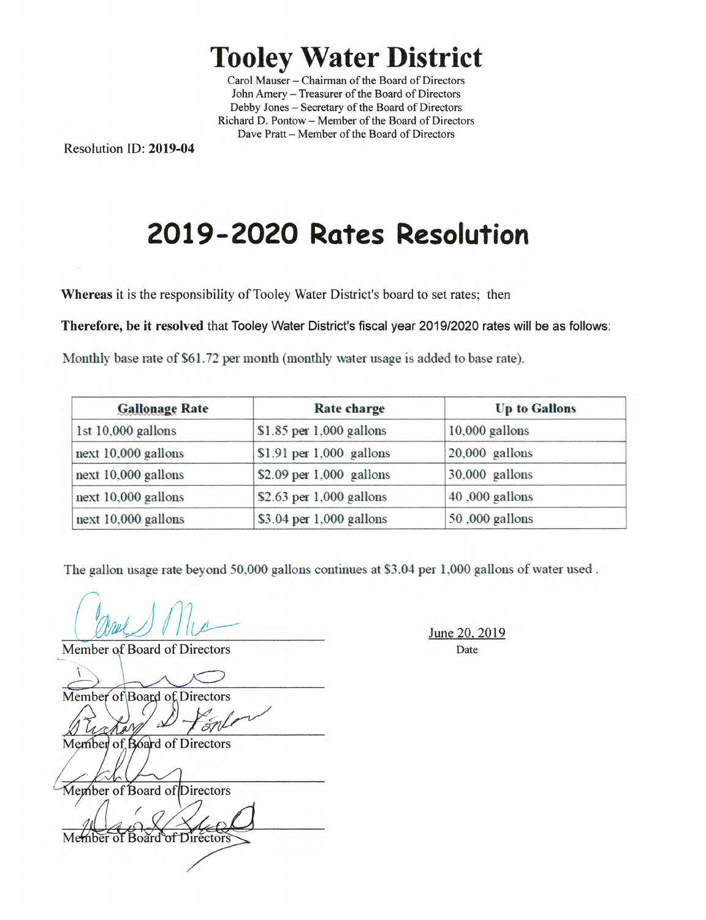# Tooley Water District

Carol Mauser – Chairman of the Board of Directors
John Amery – Treasurer of the Board of Directors
Debby Jones – Secretary of the Board of Directors
Richard D. Pontow – Member of the Board of Directors
Dave Pratt – Member of the Board of Directors

Resolution ID: **2019-04**

## 2019-2020 Rates Resolution

**Whereas** it is the responsibility of Tooley Water District's board to set rates; then

**Therefore, be it resolved** that Tooley Water District's fiscal year 2019/2020 rates will be as follows:

Monthly base rate of $61.72 per month (monthly water usage is added to base rate).

| Gallonage Rate | Rate charge | Up to Gallons |
|---|---|---|
| 1st 10,000 gallons | $1.85 per 1,000 gallons | 10,000 gallons |
| next 10,000 gallons | $1.91 per 1,000 gallons | 20,000 gallons |
| next 10,000 gallons | $2.09 per 1,000 gallons | 30,000 gallons |
| next 10,000 gallons | $2.63 per 1,000 gallons | 40 ,000 gallons |
| next 10,000 gallons | $3.04 per 1,000 gallons | 50 ,000 gallons |

The gallon usage rate beyond 50,000 gallons continues at $3.04 per 1,000 gallons of water used .

Member of Board of Directors

Member of Board of Directors

Member of Board of Directors

Member of Board of Directors

Member of Board of Directors

June 20, 2019
Date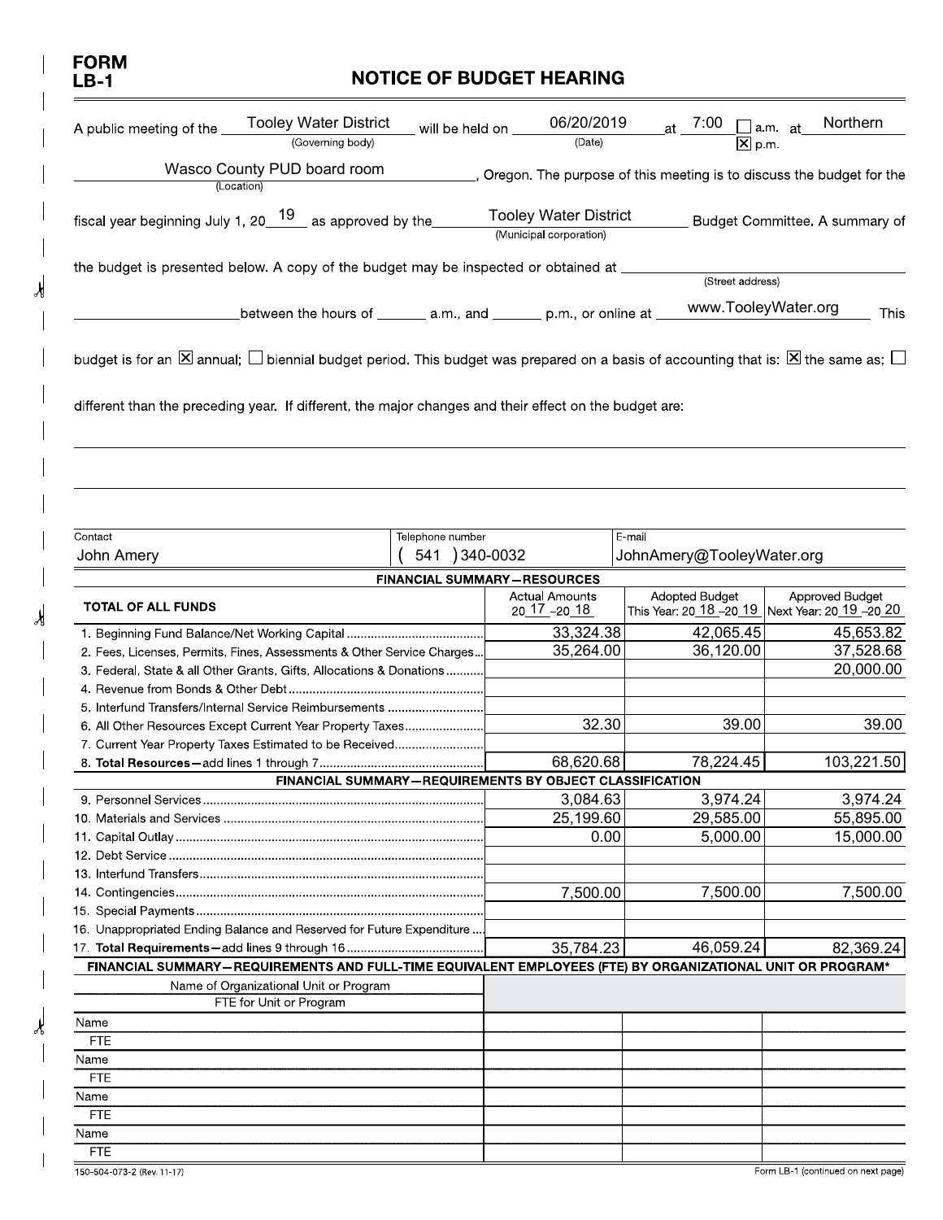# FORM LB-1

## NOTICE OF BUDGET HEARING

A public meeting of the Tooley Water District (Governing body) will be held on 06/20/2019 (Date) at 7:00 ☐ a.m. ☒ p.m. at Northern Wasco County PUD board room (Location), Oregon. The purpose of this meeting is to discuss the budget for the fiscal year beginning July 1, 2019 as approved by the Tooley Water District (Municipal corporation) Budget Committee. A summary of the budget is presented below. A copy of the budget may be inspected or obtained at ______ (Street address) ______ between the hours of ______ a.m., and ______ p.m., or online at www.TooleyWater.org This budget is for an ☒ annual; ☐ biennial budget period. This budget was prepared on a basis of accounting that is: ☒ the same as; ☐ different than the preceding year. If different, the major changes and their effect on the budget are:

| Contact | Telephone number | E-mail |
|---|---|---|
| John Amery | (541) 340-0032 | JohnAmery@TooleyWater.org |

| FINANCIAL SUMMARY—RESOURCES | | | |
|---|---|---|---|
| **TOTAL OF ALL FUNDS** | Actual Amounts 2017-2018 | Adopted Budget This Year: 2018-2019 | Approved Budget Next Year: 2019-2020 |
| 1. Beginning Fund Balance/Net Working Capital | 33,324.38 | 42,065.45 | 45,653.82 |
| 2. Fees, Licenses, Permits, Fines, Assessments & Other Service Charges | 35,264.00 | 36,120.00 | 37,528.68 |
| 3. Federal, State & all Other Grants, Gifts, Allocations & Donations | | | 20,000.00 |
| 4. Revenue from Bonds & Other Debt | | | |
| 5. Interfund Transfers/Internal Service Reimbursements | | | |
| 6. All Other Resources Except Current Year Property Taxes | 32.30 | 39.00 | 39.00 |
| 7. Current Year Property Taxes Estimated to be Received | | | |
| 8. **Total Resources**—add lines 1 through 7 | 68,620.68 | 78,224.45 | 103,221.50 |
| **FINANCIAL SUMMARY—REQUIREMENTS BY OBJECT CLASSIFICATION** | | | |
| 9. Personnel Services | 3,084.63 | 3,974.24 | 3,974.24 |
| 10. Materials and Services | 25,199.60 | 29,585.00 | 55,895.00 |
| 11. Capital Outlay | 0.00 | 5,000.00 | 15,000.00 |
| 12. Debt Service | | | |
| 13. Interfund Transfers | | | |
| 14. Contingencies | 7,500.00 | 7,500.00 | 7,500.00 |
| 15. Special Payments | | | |
| 16. Unappropriated Ending Balance and Reserved for Future Expenditure | | | |
| 17. **Total Requirements**—add lines 9 through 16 | 35,784.23 | 46,059.24 | 82,369.24 |
| **FINANCIAL SUMMARY—REQUIREMENTS AND FULL-TIME EQUIVALENT EMPLOYEES (FTE) BY ORGANIZATIONAL UNIT OR PROGRAM*** | | | |
| Name of Organizational Unit or Program / FTE for Unit or Program | | | |
| Name | | | |
| FTE | | | |
| Name | | | |
| FTE | | | |
| Name | | | |
| FTE | | | |
| Name | | | |
| FTE | | | |

150-504-073-2 (Rev. 11-17)

Form LB-1 (continued on next page)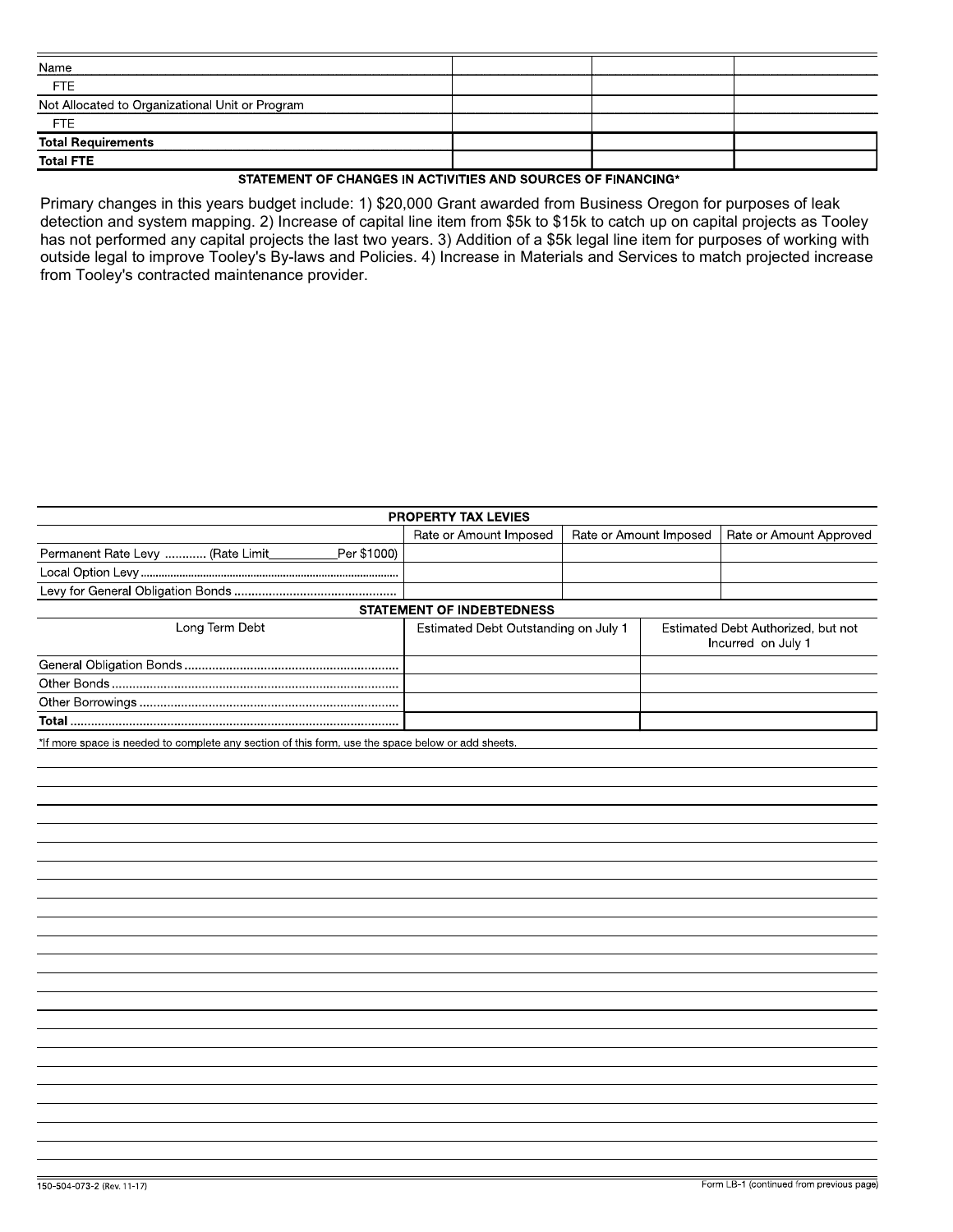| Name | | | |
|---|---|---|---|
| FTE | | | |
| Not Allocated to Organizational Unit or Program | | | |
| FTE | | | |
| **Total Requirements** | | | |
| **Total FTE** | | | |

**STATEMENT OF CHANGES IN ACTIVITIES AND SOURCES OF FINANCING***

Primary changes in this years budget include: 1) $20,000 Grant awarded from Business Oregon for purposes of leak detection and system mapping. 2) Increase of capital line item from $5k to $15k to catch up on capital projects as Tooley has not performed any capital projects the last two years. 3) Addition of a $5k legal line item for purposes of working with outside legal to improve Tooley's By-laws and Policies. 4) Increase in Materials and Services to match projected increase from Tooley's contracted maintenance provider.

**PROPERTY TAX LEVIES**

| | Rate or Amount Imposed | Rate or Amount Imposed | Rate or Amount Approved |
|---|---|---|---|
| Permanent Rate Levy ............ (Rate Limit__________Per $1000) | | | |
| Local Option Levy | | | |
| Levy for General Obligation Bonds | | | |

**STATEMENT OF INDEBTEDNESS**

| Long Term Debt | Estimated Debt Outstanding on July 1 | Estimated Debt Authorized, but not Incurred on July 1 |
|---|---|---|
| General Obligation Bonds | | |
| Other Bonds | | |
| Other Borrowings | | |
| **Total** | | |

*If more space is needed to complete any section of this form, use the space below or add sheets.

150-504-073-2 (Rev. 11-17)

Form LB-1 (continued from previous page)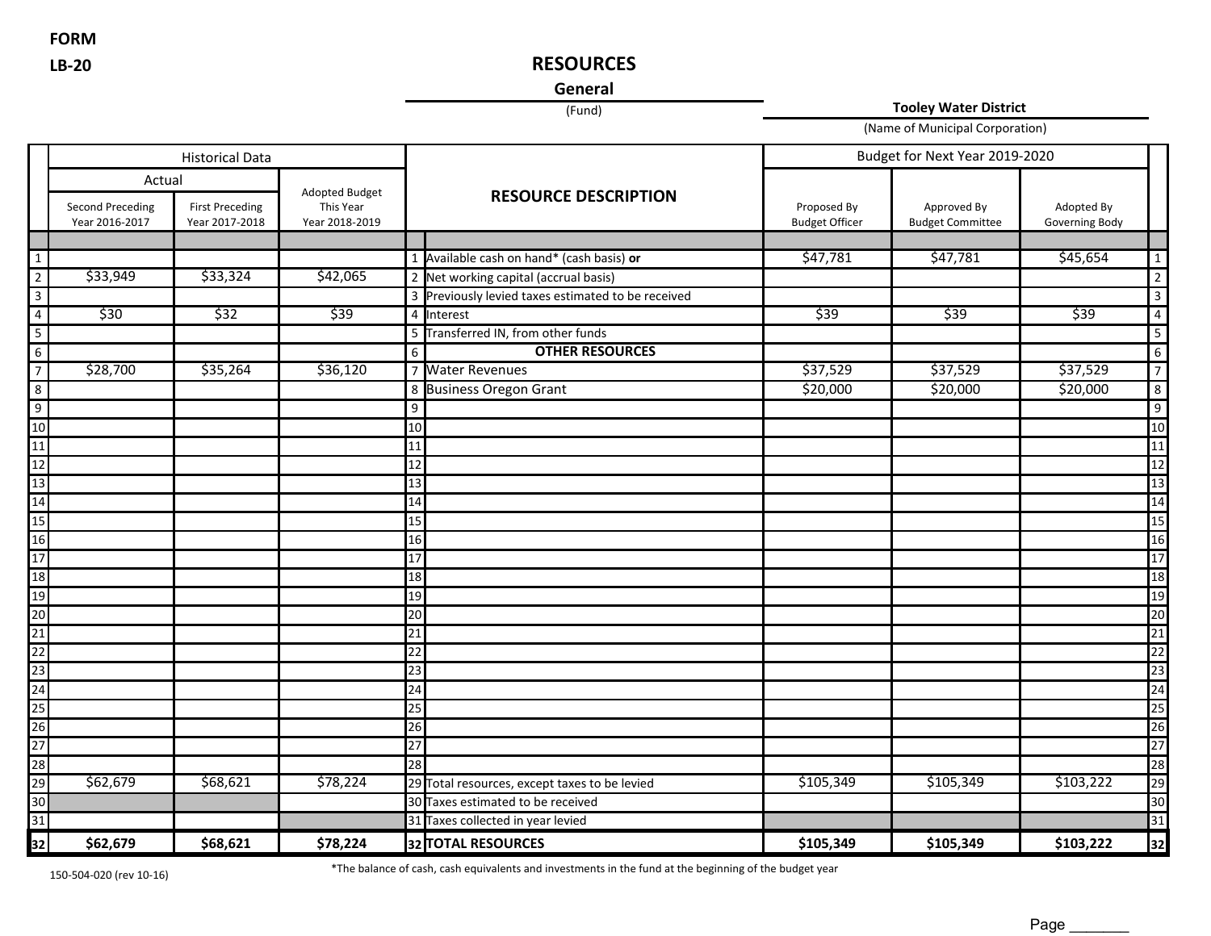FORM

LB-20

# RESOURCES

**General**

(Fund)

**Tooley Water District**

(Name of Municipal Corporation)

| | Historical Data | | | | RESOURCE DESCRIPTION | Budget for Next Year 2019-2020 | | | |
|---|---|---|---|---|---|---|---|---|---|
| | Actual | | | | | | | | |
| | Second Preceding Year 2016-2017 | First Preceding Year 2017-2018 | Adopted Budget This Year Year 2018-2019 | | | Proposed By Budget Officer | Approved By Budget Committee | Adopted By Governing Body | |
| 1 | | | | 1 | Available cash on hand* (cash basis) **or** | $47,781 | $47,781 | $45,654 | 1 |
| 2 | $33,949 | $33,324 | $42,065 | 2 | Net working capital (accrual basis) | | | | 2 |
| 3 | | | | 3 | Previously levied taxes estimated to be received | | | | 3 |
| 4 | $30 | $32 | $39 | 4 | Interest | $39 | $39 | $39 | 4 |
| 5 | | | | 5 | Transferred IN, from other funds | | | | 5 |
| 6 | | | | 6 | **OTHER RESOURCES** | | | | 6 |
| 7 | $28,700 | $35,264 | $36,120 | 7 | Water Revenues | $37,529 | $37,529 | $37,529 | 7 |
| 8 | | | | 8 | Business Oregon Grant | $20,000 | $20,000 | $20,000 | 8 |
| 9 | | | | 9 | | | | | 9 |
| 10 | | | | 10 | | | | | 10 |
| 11 | | | | 11 | | | | | 11 |
| 12 | | | | 12 | | | | | 12 |
| 13 | | | | 13 | | | | | 13 |
| 14 | | | | 14 | | | | | 14 |
| 15 | | | | 15 | | | | | 15 |
| 16 | | | | 16 | | | | | 16 |
| 17 | | | | 17 | | | | | 17 |
| 18 | | | | 18 | | | | | 18 |
| 19 | | | | 19 | | | | | 19 |
| 20 | | | | 20 | | | | | 20 |
| 21 | | | | 21 | | | | | 21 |
| 22 | | | | 22 | | | | | 22 |
| 23 | | | | 23 | | | | | 23 |
| 24 | | | | 24 | | | | | 24 |
| 25 | | | | 25 | | | | | 25 |
| 26 | | | | 26 | | | | | 26 |
| 27 | | | | 27 | | | | | 27 |
| 28 | | | | 28 | | | | | 28 |
| 29 | $62,679 | $68,621 | $78,224 | 29 | Total resources, except taxes to be levied | $105,349 | $105,349 | $103,222 | 29 |
| 30 | | | | 30 | Taxes estimated to be received | | | | 30 |
| 31 | | | | 31 | Taxes collected in year levied | | | | 31 |
| **32** | **$62,679** | **$68,621** | **$78,224** | **32** | **TOTAL RESOURCES** | **$105,349** | **$105,349** | **$103,222** | **32** |

*The balance of cash, cash equivalents and investments in the fund at the beginning of the budget year

150-504-020 (rev 10-16)

Page _______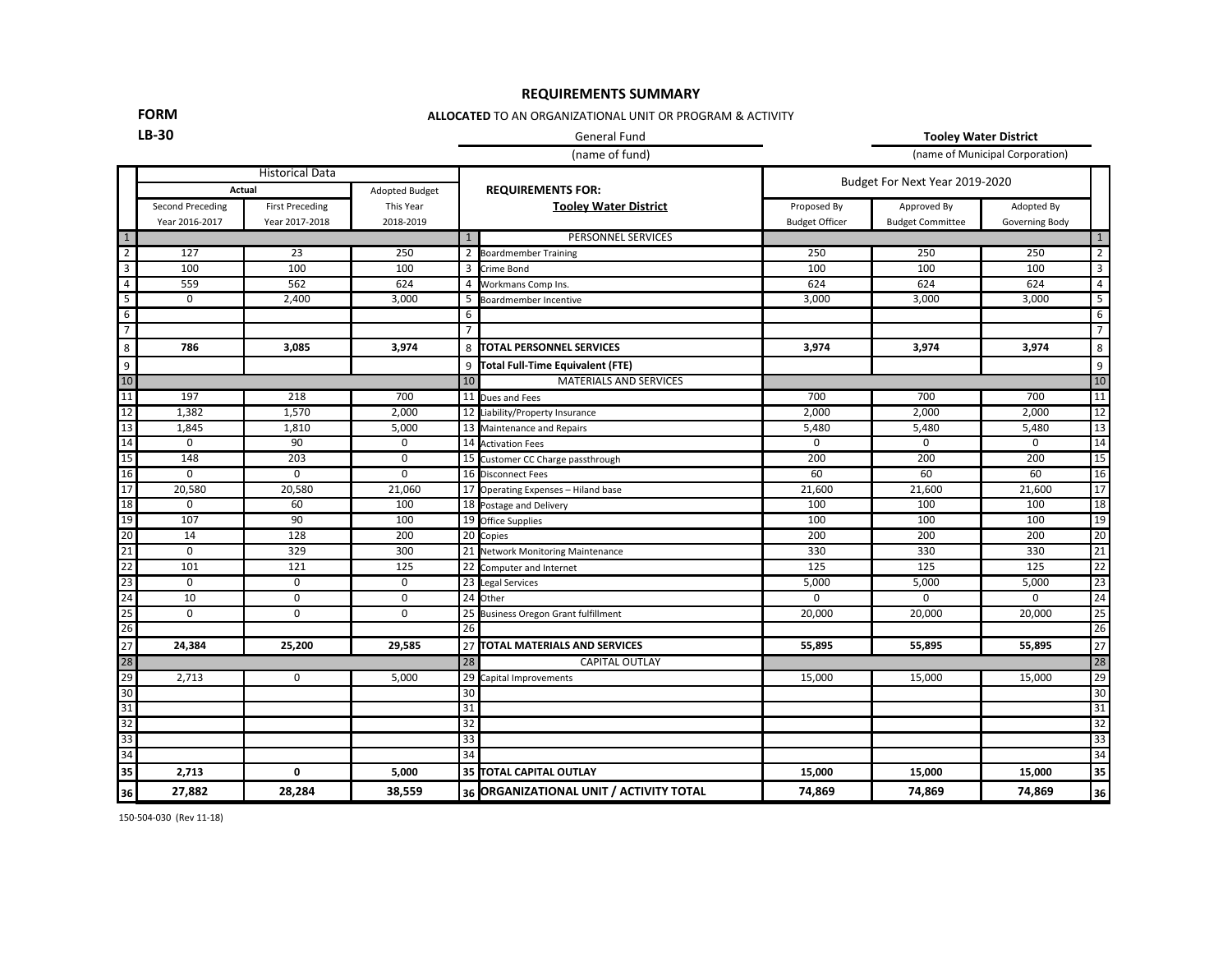**FORM**

**LB-30**

# REQUIREMENTS SUMMARY

**ALLOCATED** TO AN ORGANIZATIONAL UNIT OR PROGRAM & ACTIVITY

General Fund
(name of fund)

**Tooley Water District**
(name of Municipal Corporation)

| | Historical Data | | | | REQUIREMENTS FOR: | Budget For Next Year 2019-2020 | | | |
|---|---|---|---|---|---|---|---|---|---|
| | Actual | | Adopted Budget | | **Tooley Water District** | | | | |
| | Second Preceding Year 2016-2017 | First Preceding Year 2017-2018 | This Year 2018-2019 | | | Proposed By Budget Officer | Approved By Budget Committee | Adopted By Governing Body | |
| 1 | | | | 1 | PERSONNEL SERVICES | | | | 1 |
| 2 | 127 | 23 | 250 | 2 | Boardmember Training | 250 | 250 | 250 | 2 |
| 3 | 100 | 100 | 100 | 3 | Crime Bond | 100 | 100 | 100 | 3 |
| 4 | 559 | 562 | 624 | 4 | Workmans Comp Ins. | 624 | 624 | 624 | 4 |
| 5 | 0 | 2,400 | 3,000 | 5 | Boardmember Incentive | 3,000 | 3,000 | 3,000 | 5 |
| 6 | | | | 6 | | | | | 6 |
| 7 | | | | 7 | | | | | 7 |
| 8 | **786** | **3,085** | **3,974** | 8 | **TOTAL PERSONNEL SERVICES** | **3,974** | **3,974** | **3,974** | 8 |
| 9 | | | | 9 | **Total Full-Time Equivalent (FTE)** | | | | 9 |
| 10 | | | | 10 | MATERIALS AND SERVICES | | | | 10 |
| 11 | 197 | 218 | 700 | 11 | Dues and Fees | 700 | 700 | 700 | 11 |
| 12 | 1,382 | 1,570 | 2,000 | 12 | Liability/Property Insurance | 2,000 | 2,000 | 2,000 | 12 |
| 13 | 1,845 | 1,810 | 5,000 | 13 | Maintenance and Repairs | 5,480 | 5,480 | 5,480 | 13 |
| 14 | 0 | 90 | 0 | 14 | Activation Fees | 0 | 0 | 0 | 14 |
| 15 | 148 | 203 | 0 | 15 | Customer CC Charge passthrough | 200 | 200 | 200 | 15 |
| 16 | 0 | 0 | 0 | 16 | Disconnect Fees | 60 | 60 | 60 | 16 |
| 17 | 20,580 | 20,580 | 21,060 | 17 | Operating Expenses – Hiland base | 21,600 | 21,600 | 21,600 | 17 |
| 18 | 0 | 60 | 100 | 18 | Postage and Delivery | 100 | 100 | 100 | 18 |
| 19 | 107 | 90 | 100 | 19 | Office Supplies | 100 | 100 | 100 | 19 |
| 20 | 14 | 128 | 200 | 20 | Copies | 200 | 200 | 200 | 20 |
| 21 | 0 | 329 | 300 | 21 | Network Monitoring Maintenance | 330 | 330 | 330 | 21 |
| 22 | 101 | 121 | 125 | 22 | Computer and Internet | 125 | 125 | 125 | 22 |
| 23 | 0 | 0 | 0 | 23 | Legal Services | 5,000 | 5,000 | 5,000 | 23 |
| 24 | 10 | 0 | 0 | 24 | Other | 0 | 0 | 0 | 24 |
| 25 | 0 | 0 | 0 | 25 | Business Oregon Grant fulfillment | 20,000 | 20,000 | 20,000 | 25 |
| 26 | | | | 26 | | | | | 26 |
| 27 | **24,384** | **25,200** | **29,585** | 27 | **TOTAL MATERIALS AND SERVICES** | **55,895** | **55,895** | **55,895** | 27 |
| 28 | | | | 28 | CAPITAL OUTLAY | | | | 28 |
| 29 | 2,713 | 0 | 5,000 | 29 | Capital Improvements | 15,000 | 15,000 | 15,000 | 29 |
| 30 | | | | 30 | | | | | 30 |
| 31 | | | | 31 | | | | | 31 |
| 32 | | | | 32 | | | | | 32 |
| 33 | | | | 33 | | | | | 33 |
| 34 | | | | 34 | | | | | 34 |
| **35** | **2,713** | **0** | **5,000** | **35** | **TOTAL CAPITAL OUTLAY** | **15,000** | **15,000** | **15,000** | **35** |
| **36** | **27,882** | **28,284** | **38,559** | **36** | **ORGANIZATIONAL UNIT / ACTIVITY TOTAL** | **74,869** | **74,869** | **74,869** | **36** |

150-504-030 (Rev 11-18)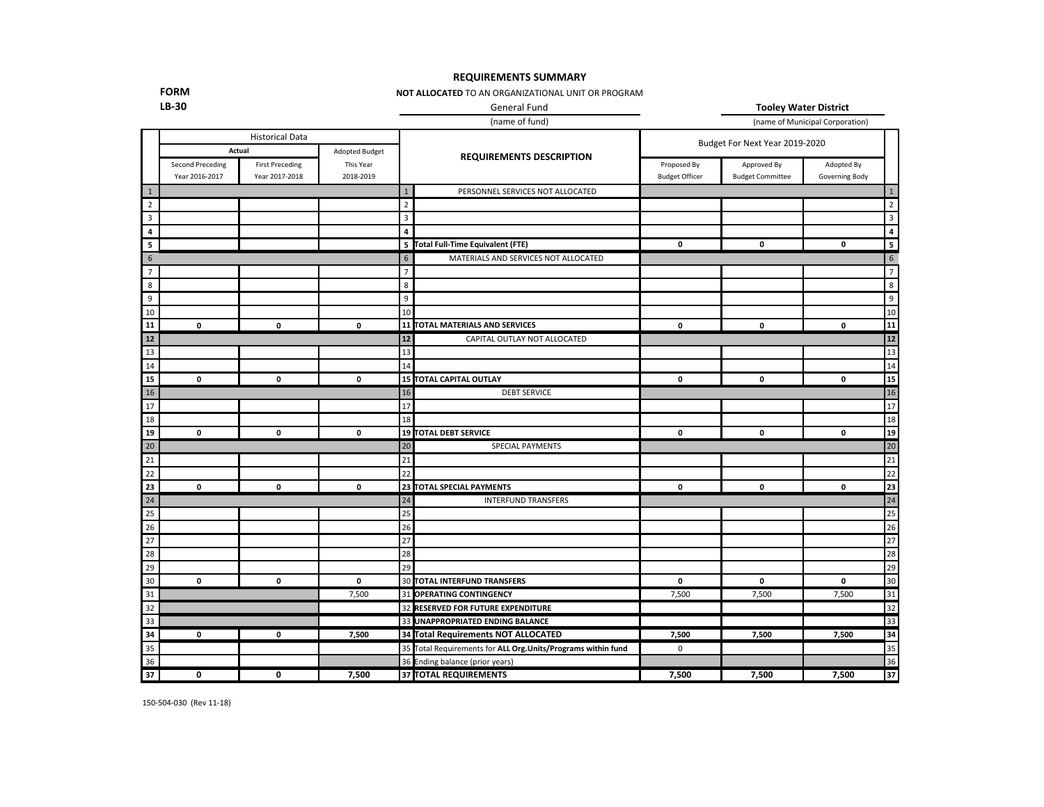**FORM LB-30**

# REQUIREMENTS SUMMARY

**NOT ALLOCATED** TO AN ORGANIZATIONAL UNIT OR PROGRAM

General Fund
(name of fund)

**Tooley Water District**
(name of Municipal Corporation)

| | Historical Data | | | | | Budget For Next Year 2019-2020 | | | |
|---|---|---|---|---|---|---|---|---|---|
| | Actual | | Adopted Budget | | REQUIREMENTS DESCRIPTION | | | | |
| | Second Preceding Year 2016-2017 | First Preceding Year 2017-2018 | This Year 2018-2019 | | | Proposed By Budget Officer | Approved By Budget Committee | Adopted By Governing Body | |
| 1 | | | | 1 | PERSONNEL SERVICES NOT ALLOCATED | | | | 1 |
| 2 | | | | 2 | | | | | 2 |
| 3 | | | | 3 | | | | | 3 |
| 4 | | | | 4 | | | | | 4 |
| 5 | | | | 5 | **Total Full-Time Equivalent (FTE)** | 0 | 0 | 0 | 5 |
| 6 | | | | 6 | MATERIALS AND SERVICES NOT ALLOCATED | | | | 6 |
| 7 | | | | 7 | | | | | 7 |
| 8 | | | | 8 | | | | | 8 |
| 9 | | | | 9 | | | | | 9 |
| 10 | | | | 10 | | | | | 10 |
| 11 | 0 | 0 | 0 | 11 | **TOTAL MATERIALS AND SERVICES** | 0 | 0 | 0 | 11 |
| 12 | | | | 12 | CAPITAL OUTLAY NOT ALLOCATED | | | | 12 |
| 13 | | | | 13 | | | | | 13 |
| 14 | | | | 14 | | | | | 14 |
| 15 | 0 | 0 | 0 | 15 | **TOTAL CAPITAL OUTLAY** | 0 | 0 | 0 | 15 |
| 16 | | | | 16 | DEBT SERVICE | | | | 16 |
| 17 | | | | 17 | | | | | 17 |
| 18 | | | | 18 | | | | | 18 |
| 19 | 0 | 0 | 0 | 19 | **TOTAL DEBT SERVICE** | 0 | 0 | 0 | 19 |
| 20 | | | | 20 | SPECIAL PAYMENTS | | | | 20 |
| 21 | | | | 21 | | | | | 21 |
| 22 | | | | 22 | | | | | 22 |
| 23 | 0 | 0 | 0 | 23 | **TOTAL SPECIAL PAYMENTS** | 0 | 0 | 0 | 23 |
| 24 | | | | 24 | INTERFUND TRANSFERS | | | | 24 |
| 25 | | | | 25 | | | | | 25 |
| 26 | | | | 26 | | | | | 26 |
| 27 | | | | 27 | | | | | 27 |
| 28 | | | | 28 | | | | | 28 |
| 29 | | | | 29 | | | | | 29 |
| 30 | 0 | 0 | 0 | 30 | **TOTAL INTERFUND TRANSFERS** | 0 | 0 | 0 | 30 |
| 31 | | | 7,500 | 31 | **OPERATING CONTINGENCY** | 7,500 | 7,500 | 7,500 | 31 |
| 32 | | | | 32 | **RESERVED FOR FUTURE EXPENDITURE** | | | | 32 |
| 33 | | | | 33 | **UNAPPROPRIATED ENDING BALANCE** | | | | 33 |
| 34 | 0 | 0 | 7,500 | 34 | **Total Requirements NOT ALLOCATED** | 7,500 | 7,500 | 7,500 | 34 |
| 35 | | | | 35 | Total Requirements for **ALL Org.Units/Programs within fund** | 0 | | | 35 |
| 36 | | | | 36 | Ending balance (prior years) | | | | 36 |
| 37 | 0 | 0 | 7,500 | 37 | **TOTAL REQUIREMENTS** | 7,500 | 7,500 | 7,500 | 37 |

150-504-030 (Rev 11-18)